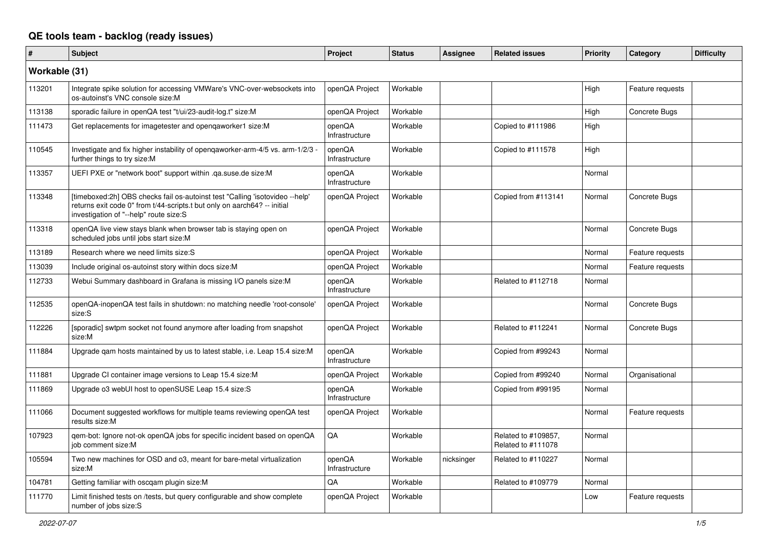# QE tools team - backlog (ready issues)

| # | Subject | Project | Status | Assignee | Related issues | Priority | Category | Difficulty |
|---|---|---|---|---|---|---|---|---|
| **Workable (31)** | | | | | | | | |
| 113201 | Integrate spike solution for accessing VMWare's VNC-over-websockets into os-autoinst's VNC console size:M | openQA Project | Workable | | | High | Feature requests | |
| 113138 | sporadic failure in openQA test "t/ui/23-audit-log.t" size:M | openQA Project | Workable | | | High | Concrete Bugs | |
| 111473 | Get replacements for imagetester and openqaworker1 size:M | openQA Infrastructure | Workable | | Copied to #111986 | High | | |
| 110545 | Investigate and fix higher instability of openqaworker-arm-4/5 vs. arm-1/2/3 - further things to try size:M | openQA Infrastructure | Workable | | Copied to #111578 | High | | |
| 113357 | UEFI PXE or "network boot" support within .qa.suse.de size:M | openQA Infrastructure | Workable | | | Normal | | |
| 113348 | [timeboxed:2h] OBS checks fail os-autoinst test "Calling 'isotovideo --help' returns exit code 0" from t/44-scripts.t but only on aarch64? -- initial investigation of "--help" route size:S | openQA Project | Workable | | Copied from #113141 | Normal | Concrete Bugs | |
| 113318 | openQA live view stays blank when browser tab is staying open on scheduled jobs until jobs start size:M | openQA Project | Workable | | | Normal | Concrete Bugs | |
| 113189 | Research where we need limits size:S | openQA Project | Workable | | | Normal | Feature requests | |
| 113039 | Include original os-autoinst story within docs size:M | openQA Project | Workable | | | Normal | Feature requests | |
| 112733 | Webui Summary dashboard in Grafana is missing I/O panels size:M | openQA Infrastructure | Workable | | Related to #112718 | Normal | | |
| 112535 | openQA-inopenQA test fails in shutdown: no matching needle 'root-console' size:S | openQA Project | Workable | | | Normal | Concrete Bugs | |
| 112226 | [sporadic] swtpm socket not found anymore after loading from snapshot size:M | openQA Project | Workable | | Related to #112241 | Normal | Concrete Bugs | |
| 111884 | Upgrade qam hosts maintained by us to latest stable, i.e. Leap 15.4 size:M | openQA Infrastructure | Workable | | Copied from #99243 | Normal | | |
| 111881 | Upgrade CI container image versions to Leap 15.4 size:M | openQA Project | Workable | | Copied from #99240 | Normal | Organisational | |
| 111869 | Upgrade o3 webUI host to openSUSE Leap 15.4 size:S | openQA Infrastructure | Workable | | Copied from #99195 | Normal | | |
| 111066 | Document suggested workflows for multiple teams reviewing openQA test results size:M | openQA Project | Workable | | | Normal | Feature requests | |
| 107923 | qem-bot: Ignore not-ok openQA jobs for specific incident based on openQA job comment size:M | QA | Workable | | Related to #109857, Related to #111078 | Normal | | |
| 105594 | Two new machines for OSD and o3, meant for bare-metal virtualization size:M | openQA Infrastructure | Workable | nicksinger | Related to #110227 | Normal | | |
| 104781 | Getting familiar with oscqam plugin size:M | QA | Workable | | Related to #109779 | Normal | | |
| 111770 | Limit finished tests on /tests, but query configurable and show complete number of jobs size:S | openQA Project | Workable | | | Low | Feature requests | |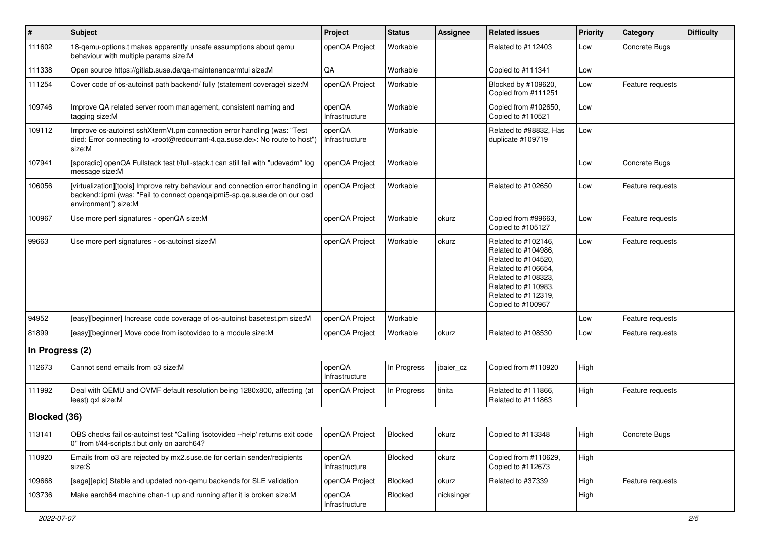| # | Subject | Project | Status | Assignee | Related issues | Priority | Category | Difficulty |
|---|---|---|---|---|---|---|---|---|
| 111602 | 18-qemu-options.t makes apparently unsafe assumptions about qemu behaviour with multiple params size:M | openQA Project | Workable | | Related to #112403 | Low | Concrete Bugs | |
| 111338 | Open source https://gitlab.suse.de/qa-maintenance/mtui size:M | QA | Workable | | Copied to #111341 | Low | | |
| 111254 | Cover code of os-autoinst path backend/ fully (statement coverage) size:M | openQA Project | Workable | | Blocked by #109620, Copied from #111251 | Low | Feature requests | |
| 109746 | Improve QA related server room management, consistent naming and tagging size:M | openQA Infrastructure | Workable | | Copied from #102650, Copied to #110521 | Low | | |
| 109112 | Improve os-autoinst sshXtermVt.pm connection error handling (was: "Test died: Error connecting to <root@redcurrant-4.qa.suse.de>: No route to host") size:M | openQA Infrastructure | Workable | | Related to #98832, Has duplicate #109719 | Low | | |
| 107941 | [sporadic] openQA Fullstack test t/full-stack.t can still fail with "udevadm" log message size:M | openQA Project | Workable | | | Low | Concrete Bugs | |
| 106056 | [virtualization][tools] Improve retry behaviour and connection error handling in backend::ipmi (was: "Fail to connect openqaipmi5-sp.qa.suse.de on our osd environment") size:M | openQA Project | Workable | | Related to #102650 | Low | Feature requests | |
| 100967 | Use more perl signatures - openQA size:M | openQA Project | Workable | okurz | Copied from #99663, Copied to #105127 | Low | Feature requests | |
| 99663 | Use more perl signatures - os-autoinst size:M | openQA Project | Workable | okurz | Related to #102146, Related to #104986, Related to #104520, Related to #106654, Related to #108323, Related to #110983, Related to #112319, Copied to #100967 | Low | Feature requests | |
| 94952 | [easy][beginner] Increase code coverage of os-autoinst basetest.pm size:M | openQA Project | Workable | | | Low | Feature requests | |
| 81899 | [easy][beginner] Move code from isotovideo to a module size:M | openQA Project | Workable | okurz | Related to #108530 | Low | Feature requests | |
| **In Progress (2)** | | | | | | | | |
| 112673 | Cannot send emails from o3 size:M | openQA Infrastructure | In Progress | jbaier_cz | Copied from #110920 | High | | |
| 111992 | Deal with QEMU and OVMF default resolution being 1280x800, affecting (at least) qxl size:M | openQA Project | In Progress | tinita | Related to #111866, Related to #111863 | High | Feature requests | |
| **Blocked (36)** | | | | | | | | |
| 113141 | OBS checks fail os-autoinst test "Calling 'isotovideo --help' returns exit code 0" from t/44-scripts.t but only on aarch64? | openQA Project | Blocked | okurz | Copied to #113348 | High | Concrete Bugs | |
| 110920 | Emails from o3 are rejected by mx2.suse.de for certain sender/recipients size:S | openQA Infrastructure | Blocked | okurz | Copied from #110629, Copied to #112673 | High | | |
| 109668 | [saga][epic] Stable and updated non-qemu backends for SLE validation | openQA Project | Blocked | okurz | Related to #37339 | High | Feature requests | |
| 103736 | Make aarch64 machine chan-1 up and running after it is broken size:M | openQA Infrastructure | Blocked | nicksinger | | High | | |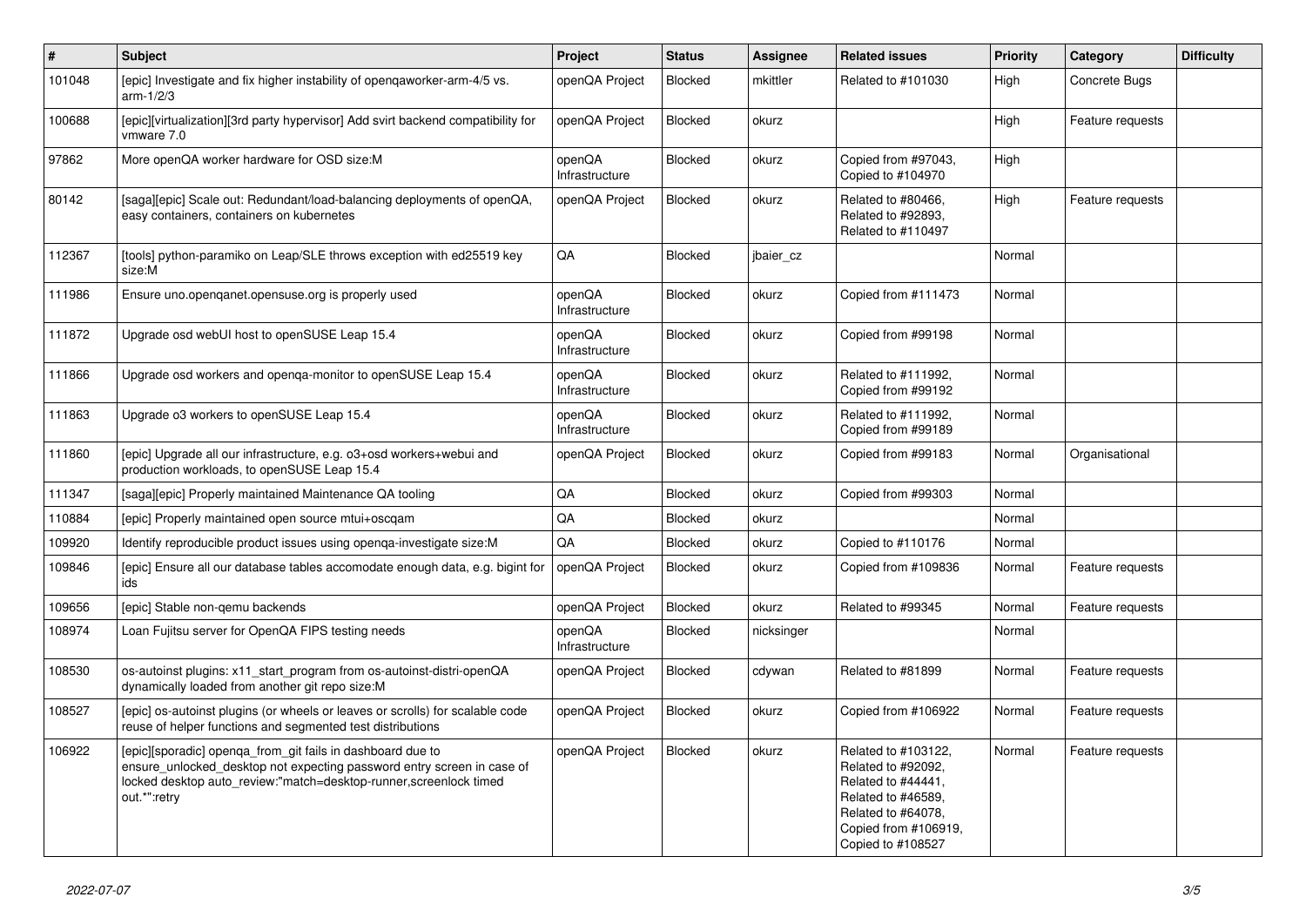| # | Subject | Project | Status | Assignee | Related issues | Priority | Category | Difficulty |
|---|---|---|---|---|---|---|---|---|
| 101048 | [epic] Investigate and fix higher instability of openqaworker-arm-4/5 vs. arm-1/2/3 | openQA Project | Blocked | mkittler | Related to #101030 | High | Concrete Bugs | |
| 100688 | [epic][virtualization][3rd party hypervisor] Add svirt backend compatibility for vmware 7.0 | openQA Project | Blocked | okurz | | High | Feature requests | |
| 97862 | More openQA worker hardware for OSD size:M | openQA Infrastructure | Blocked | okurz | Copied from #97043, Copied to #104970 | High | | |
| 80142 | [saga][epic] Scale out: Redundant/load-balancing deployments of openQA, easy containers, containers on kubernetes | openQA Project | Blocked | okurz | Related to #80466, Related to #92893, Related to #110497 | High | Feature requests | |
| 112367 | [tools] python-paramiko on Leap/SLE throws exception with ed25519 key size:M | QA | Blocked | jbaier_cz | | Normal | | |
| 111986 | Ensure uno.openqanet.opensuse.org is properly used | openQA Infrastructure | Blocked | okurz | Copied from #111473 | Normal | | |
| 111872 | Upgrade osd webUI host to openSUSE Leap 15.4 | openQA Infrastructure | Blocked | okurz | Copied from #99198 | Normal | | |
| 111866 | Upgrade osd workers and openqa-monitor to openSUSE Leap 15.4 | openQA Infrastructure | Blocked | okurz | Related to #111992, Copied from #99192 | Normal | | |
| 111863 | Upgrade o3 workers to openSUSE Leap 15.4 | openQA Infrastructure | Blocked | okurz | Related to #111992, Copied from #99189 | Normal | | |
| 111860 | [epic] Upgrade all our infrastructure, e.g. o3+osd workers+webui and production workloads, to openSUSE Leap 15.4 | openQA Project | Blocked | okurz | Copied from #99183 | Normal | Organisational | |
| 111347 | [saga][epic] Properly maintained Maintenance QA tooling | QA | Blocked | okurz | Copied from #99303 | Normal | | |
| 110884 | [epic] Properly maintained open source mtui+oscqam | QA | Blocked | okurz | | Normal | | |
| 109920 | Identify reproducible product issues using openqa-investigate size:M | QA | Blocked | okurz | Copied to #110176 | Normal | | |
| 109846 | [epic] Ensure all our database tables accomodate enough data, e.g. bigint for ids | openQA Project | Blocked | okurz | Copied from #109836 | Normal | Feature requests | |
| 109656 | [epic] Stable non-qemu backends | openQA Project | Blocked | okurz | Related to #99345 | Normal | Feature requests | |
| 108974 | Loan Fujitsu server for OpenQA FIPS testing needs | openQA Infrastructure | Blocked | nicksinger | | Normal | | |
| 108530 | os-autoinst plugins: x11_start_program from os-autoinst-distri-openQA dynamically loaded from another git repo size:M | openQA Project | Blocked | cdywan | Related to #81899 | Normal | Feature requests | |
| 108527 | [epic] os-autoinst plugins (or wheels or leaves or scrolls) for scalable code reuse of helper functions and segmented test distributions | openQA Project | Blocked | okurz | Copied from #106922 | Normal | Feature requests | |
| 106922 | [epic][sporadic] openqa_from_git fails in dashboard due to ensure_unlocked_desktop not expecting password entry screen in case of locked desktop auto_review:"match=desktop-runner,screenlock timed out.*":retry | openQA Project | Blocked | okurz | Related to #103122, Related to #92092, Related to #44441, Related to #46589, Related to #64078, Copied from #106919, Copied to #108527 | Normal | Feature requests | |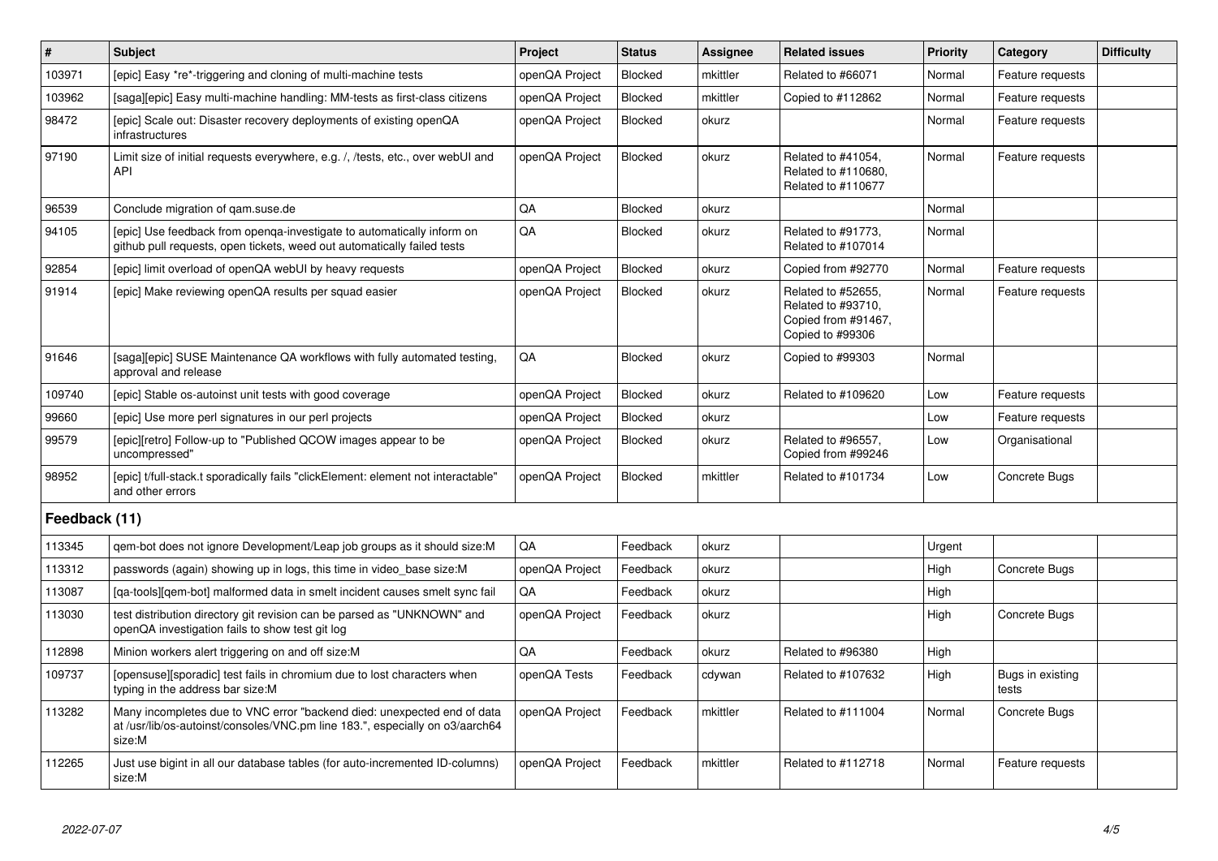| # | Subject | Project | Status | Assignee | Related issues | Priority | Category | Difficulty |
|---|---|---|---|---|---|---|---|---|
| 103971 | [epic] Easy *re*-triggering and cloning of multi-machine tests | openQA Project | Blocked | mkittler | Related to #66071 | Normal | Feature requests | |
| 103962 | [saga][epic] Easy multi-machine handling: MM-tests as first-class citizens | openQA Project | Blocked | mkittler | Copied to #112862 | Normal | Feature requests | |
| 98472 | [epic] Scale out: Disaster recovery deployments of existing openQA infrastructures | openQA Project | Blocked | okurz | | Normal | Feature requests | |
| 97190 | Limit size of initial requests everywhere, e.g. /, /tests, etc., over webUI and API | openQA Project | Blocked | okurz | Related to #41054, Related to #110680, Related to #110677 | Normal | Feature requests | |
| 96539 | Conclude migration of qam.suse.de | QA | Blocked | okurz | | Normal | | |
| 94105 | [epic] Use feedback from openqa-investigate to automatically inform on github pull requests, open tickets, weed out automatically failed tests | QA | Blocked | okurz | Related to #91773, Related to #107014 | Normal | | |
| 92854 | [epic] limit overload of openQA webUI by heavy requests | openQA Project | Blocked | okurz | Copied from #92770 | Normal | Feature requests | |
| 91914 | [epic] Make reviewing openQA results per squad easier | openQA Project | Blocked | okurz | Related to #52655, Related to #93710, Copied from #91467, Copied to #99306 | Normal | Feature requests | |
| 91646 | [saga][epic] SUSE Maintenance QA workflows with fully automated testing, approval and release | QA | Blocked | okurz | Copied to #99303 | Normal | | |
| 109740 | [epic] Stable os-autoinst unit tests with good coverage | openQA Project | Blocked | okurz | Related to #109620 | Low | Feature requests | |
| 99660 | [epic] Use more perl signatures in our perl projects | openQA Project | Blocked | okurz | | Low | Feature requests | |
| 99579 | [epic][retro] Follow-up to "Published QCOW images appear to be uncompressed" | openQA Project | Blocked | okurz | Related to #96557, Copied from #99246 | Low | Organisational | |
| 98952 | [epic] t/full-stack.t sporadically fails "clickElement: element not interactable" and other errors | openQA Project | Blocked | mkittler | Related to #101734 | Low | Concrete Bugs | |
| **Feedback (11)** | | | | | | | | |
| 113345 | qem-bot does not ignore Development/Leap job groups as it should size:M | QA | Feedback | okurz | | Urgent | | |
| 113312 | passwords (again) showing up in logs, this time in video_base size:M | openQA Project | Feedback | okurz | | High | Concrete Bugs | |
| 113087 | [qa-tools][qem-bot] malformed data in smelt incident causes smelt sync fail | QA | Feedback | okurz | | High | | |
| 113030 | test distribution directory git revision can be parsed as "UNKNOWN" and openQA investigation fails to show test git log | openQA Project | Feedback | okurz | | High | Concrete Bugs | |
| 112898 | Minion workers alert triggering on and off size:M | QA | Feedback | okurz | Related to #96380 | High | | |
| 109737 | [opensuse][sporadic] test fails in chromium due to lost characters when typing in the address bar size:M | openQA Tests | Feedback | cdywan | Related to #107632 | High | Bugs in existing tests | |
| 113282 | Many incompletes due to VNC error "backend died: unexpected end of data at /usr/lib/os-autoinst/consoles/VNC.pm line 183.", especially on o3/aarch64 size:M | openQA Project | Feedback | mkittler | Related to #111004 | Normal | Concrete Bugs | |
| 112265 | Just use bigint in all our database tables (for auto-incremented ID-columns) size:M | openQA Project | Feedback | mkittler | Related to #112718 | Normal | Feature requests | |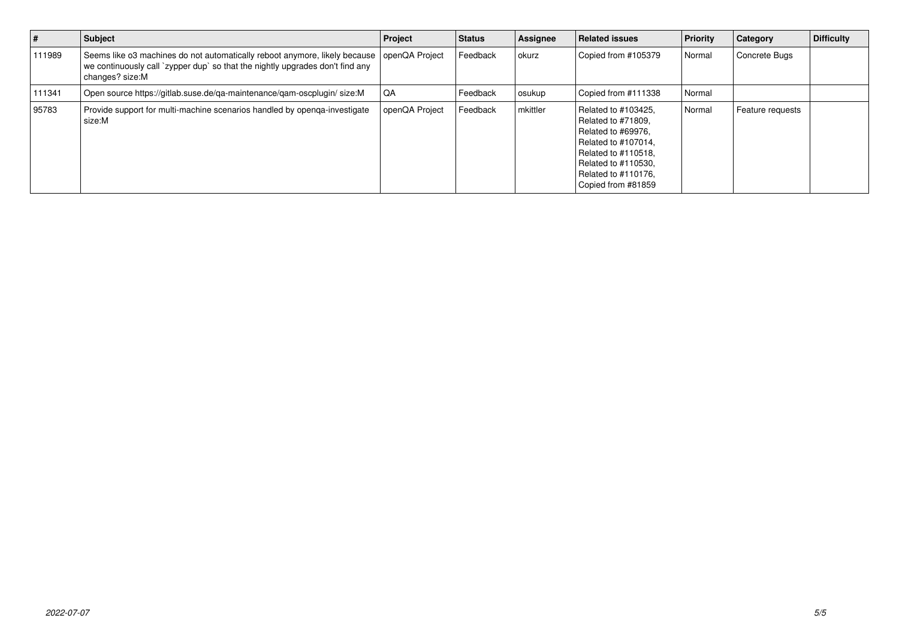| # | Subject | Project | Status | Assignee | Related issues | Priority | Category | Difficulty |
|---|---|---|---|---|---|---|---|---|
| 111989 | Seems like o3 machines do not automatically reboot anymore, likely because we continuously call `zypper dup` so that the nightly upgrades don't find any changes? size:M | openQA Project | Feedback | okurz | Copied from #105379 | Normal | Concrete Bugs | |
| 111341 | Open source https://gitlab.suse.de/qa-maintenance/qam-oscplugin/ size:M | QA | Feedback | osukup | Copied from #111338 | Normal | | |
| 95783 | Provide support for multi-machine scenarios handled by openqa-investigate size:M | openQA Project | Feedback | mkittler | Related to #103425, Related to #71809, Related to #69976, Related to #107014, Related to #110518, Related to #110530, Related to #110176, Copied from #81859 | Normal | Feature requests | |

*2022-07-07*